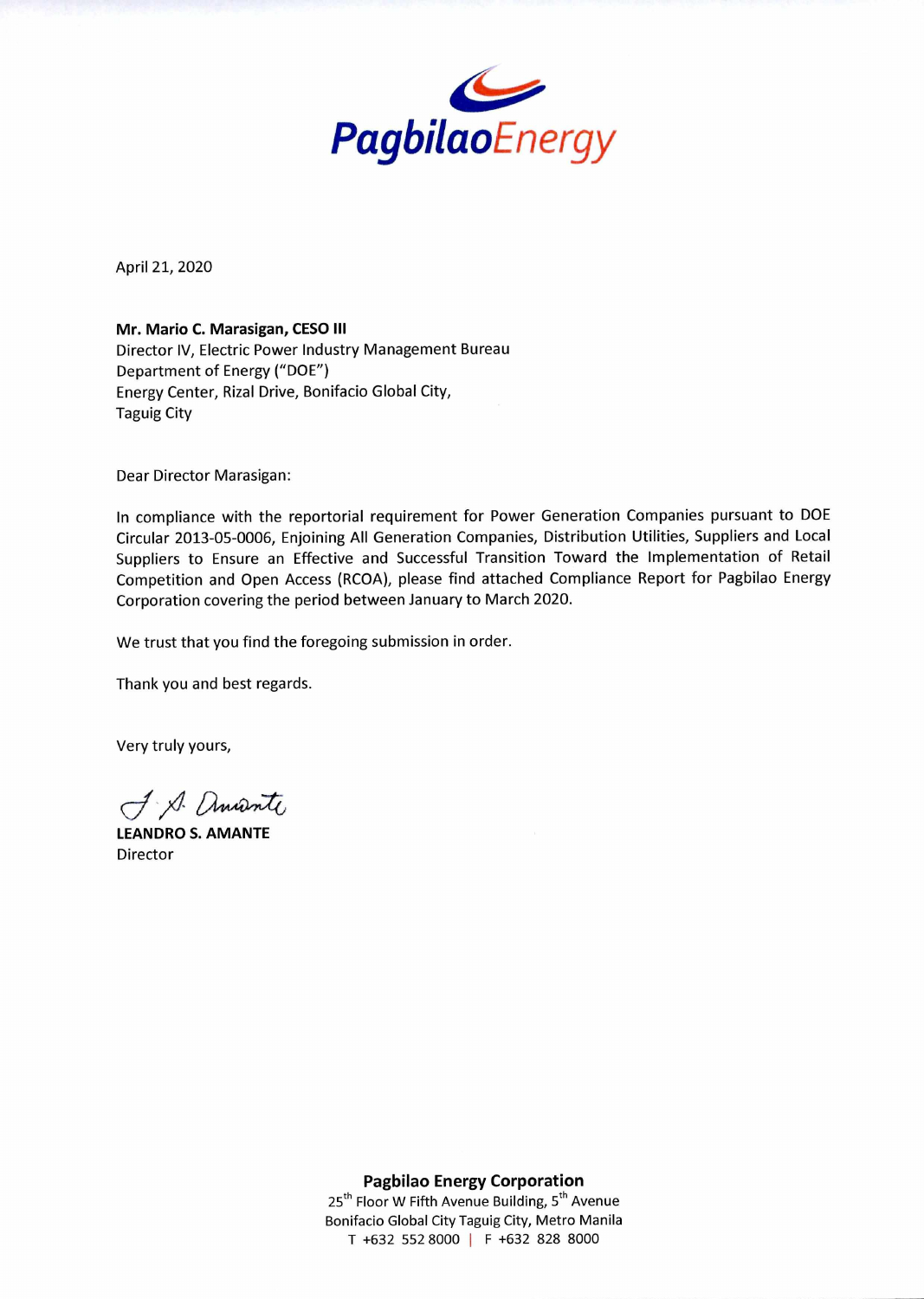PagbilaoEnergy

April 21, 2020

**Mr. Mario C. Marasigan, CESO III**
Director IV, Electric Power Industry Management Bureau
Department of Energy ("DOE")
Energy Center, Rizal Drive, Bonifacio Global City,
Taguig City

Dear Director Marasigan:

In compliance with the reportorial requirement for Power Generation Companies pursuant to DOE Circular 2013-05-0006, Enjoining All Generation Companies, Distribution Utilities, Suppliers and Local Suppliers to Ensure an Effective and Successful Transition Toward the Implementation of Retail Competition and Open Access (RCOA), please find attached Compliance Report for Pagbilao Energy Corporation covering the period between January to March 2020.

We trust that you find the foregoing submission in order.

Thank you and best regards.

Very truly yours,

**LEANDRO S. AMANTE**
Director

**Pagbilao Energy Corporation**
25th Floor W Fifth Avenue Building, 5th Avenue
Bonifacio Global City Taguig City, Metro Manila
T +632 552 8000 | F +632 828 8000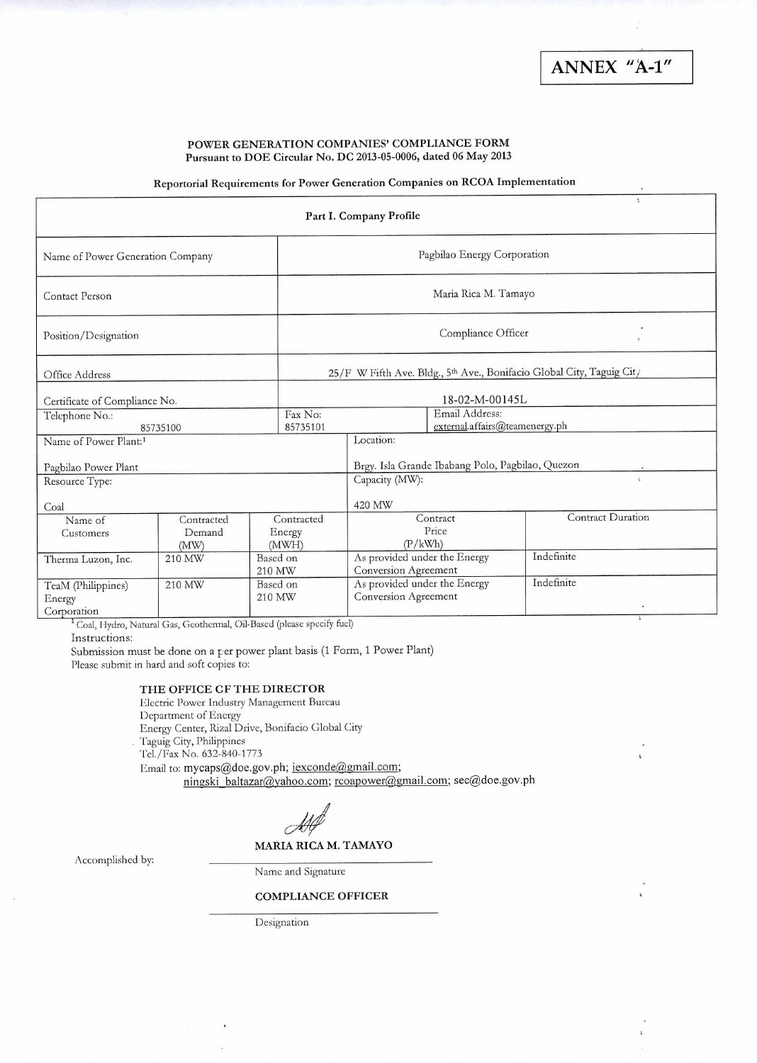**ANNEX "A-1"**

**POWER GENERATION COMPANIES' COMPLIANCE FORM**
**Pursuant to DOE Circular No. DC 2013-05-0006, dated 06 May 2013**

**Reportorial Requirements for Power Generation Companies on RCOA Implementation**

| **Part I. Company Profile** | | | | | |
|---|---|---|---|---|---|
| Name of Power Generation Company | | Pagbilao Energy Corporation | | | |
| Contact Person | | Maria Rica M. Tamayo | | | |
| Position/Designation | | Compliance Officer | | | |
| Office Address | | 25/F W Fifth Ave. Bldg., 5th Ave., Bonifacio Global City, Taguig City | | | |
| Certificate of Compliance No. | | 18-02-M-00145L | | | |
| Telephone No.: 85735100 | | Fax No: 85735101 | | Email Address: external.affairs@teamenergy.ph | |
| Name of Power Plant:[1] Pagbilao Power Plant | | | Location: Brgy. Isla Grande Ibabang Polo, Pagbilao, Quezon | | |
| Resource Type: Coal | | | Capacity (MW): 420 MW | | |
| Name of Customers | Contracted Demand (MW) | Contracted Energy (MWH) | Contract Price (P/kWh) | | Contract Duration |
| Therma Luzon, Inc. | 210 MW | Based on 210 MW | As provided under the Energy Conversion Agreement | | Indefinite |
| TeaM (Philippines) Energy Corporation | 210 MW | Based on 210 MW | As provided under the Energy Conversion Agreement | | Indefinite |

[1] Coal, Hydro, Natural Gas, Geothermal, Oil-Based (please specify fuel)

Instructions:

Submission must be done on a per power plant basis (1 Form, 1 Power Plant)

Please submit in hard and soft copies to:

**THE OFFICE OF THE DIRECTOR**
Electric Power Industry Management Bureau
Department of Energy
Energy Center, Rizal Drive, Bonifacio Global City
Taguig City, Philippines
Tel./Fax No. 632-840-1773
Email to: mycaps@doe.gov.ph; iexconde@gmail.com; ningski_baltazar@yahoo.com; rcoapower@gmail.com; sec@doe.gov.ph

Accomplished by:

**MARIA RICA M. TAMAYO**
Name and Signature

**COMPLIANCE OFFICER**
Designation